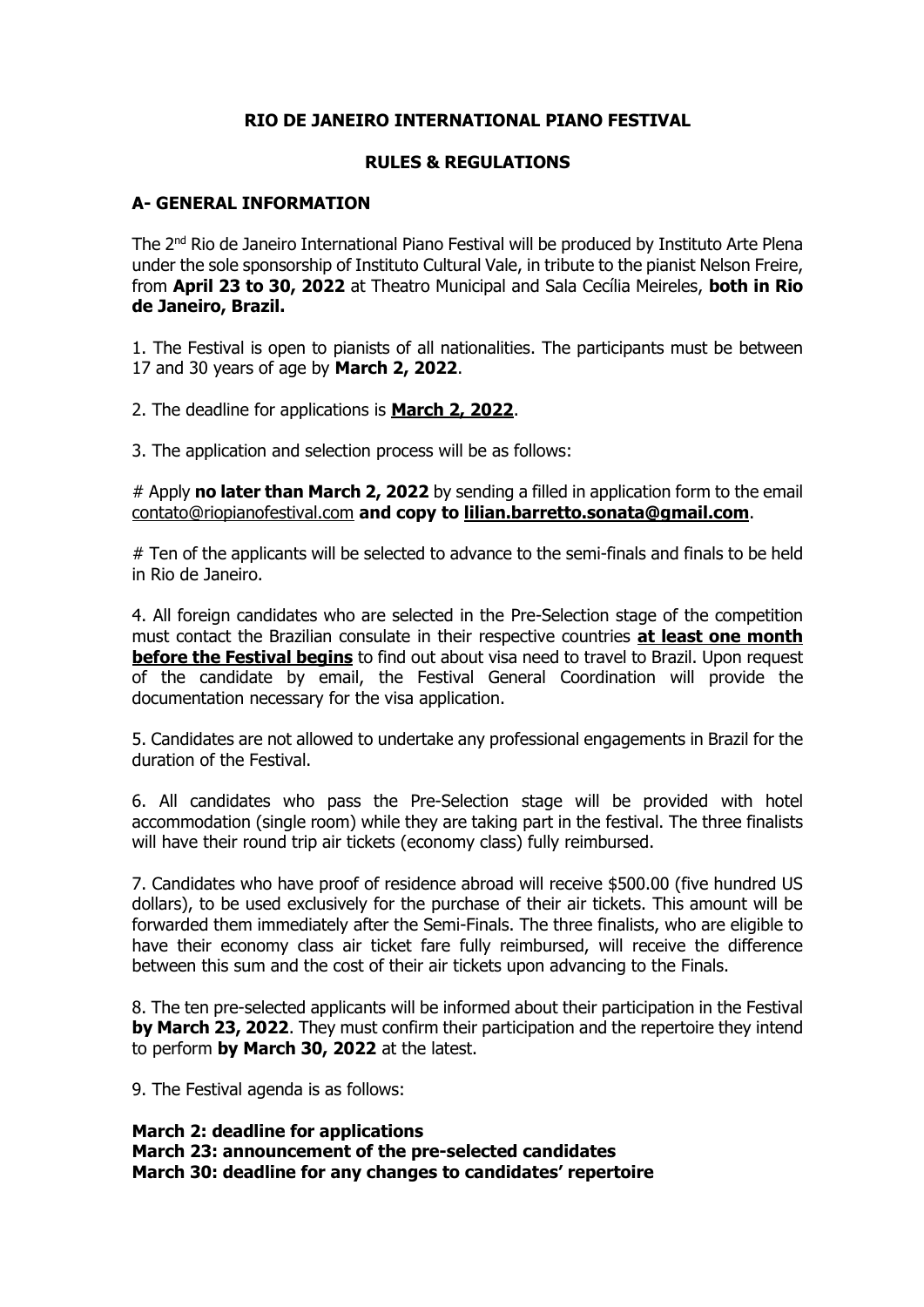# RIO DE JANEIRO INTERNATIONAL PIANO FESTIVAL

## RULES & REGULATIONS

### A- GENERAL INFORMATION

The 2nd Rio de Janeiro International Piano Festival will be produced by Instituto Arte Plena under the sole sponsorship of Instituto Cultural Vale, in tribute to the pianist Nelson Freire, from **April 23 to 30, 2022** at Theatro Municipal and Sala Cecília Meireles, **both in Rio de Janeiro, Brazil.**

1. The Festival is open to pianists of all nationalities. The participants must be between 17 and 30 years of age by **March 2, 2022**.

2. The deadline for applications is **<u>March 2, 2022</u>**.

3. The application and selection process will be as follows:

# Apply **no later than March 2, 2022** by sending a filled in application form to the email contato@riopianofestival.com **and copy to <u>lilian.barretto.sonata@gmail.com</u>**.

# Ten of the applicants will be selected to advance to the semi-finals and finals to be held in Rio de Janeiro.

4. All foreign candidates who are selected in the Pre-Selection stage of the competition must contact the Brazilian consulate in their respective countries **<u>at least one month before the Festival begins</u>** to find out about visa need to travel to Brazil. Upon request of the candidate by email, the Festival General Coordination will provide the documentation necessary for the visa application.

5. Candidates are not allowed to undertake any professional engagements in Brazil for the duration of the Festival.

6. All candidates who pass the Pre-Selection stage will be provided with hotel accommodation (single room) while they are taking part in the festival. The three finalists will have their round trip air tickets (economy class) fully reimbursed.

7. Candidates who have proof of residence abroad will receive $500.00 (five hundred US dollars), to be used exclusively for the purchase of their air tickets. This amount will be forwarded them immediately after the Semi-Finals. The three finalists, who are eligible to have their economy class air ticket fare fully reimbursed, will receive the difference between this sum and the cost of their air tickets upon advancing to the Finals.

8. The ten pre-selected applicants will be informed about their participation in the Festival **by March 23, 2022**. They must confirm their participation and the repertoire they intend to perform **by March 30, 2022** at the latest.

9. The Festival agenda is as follows:

**March 2: deadline for applications**
**March 23: announcement of the pre-selected candidates**
**March 30: deadline for any changes to candidates' repertoire**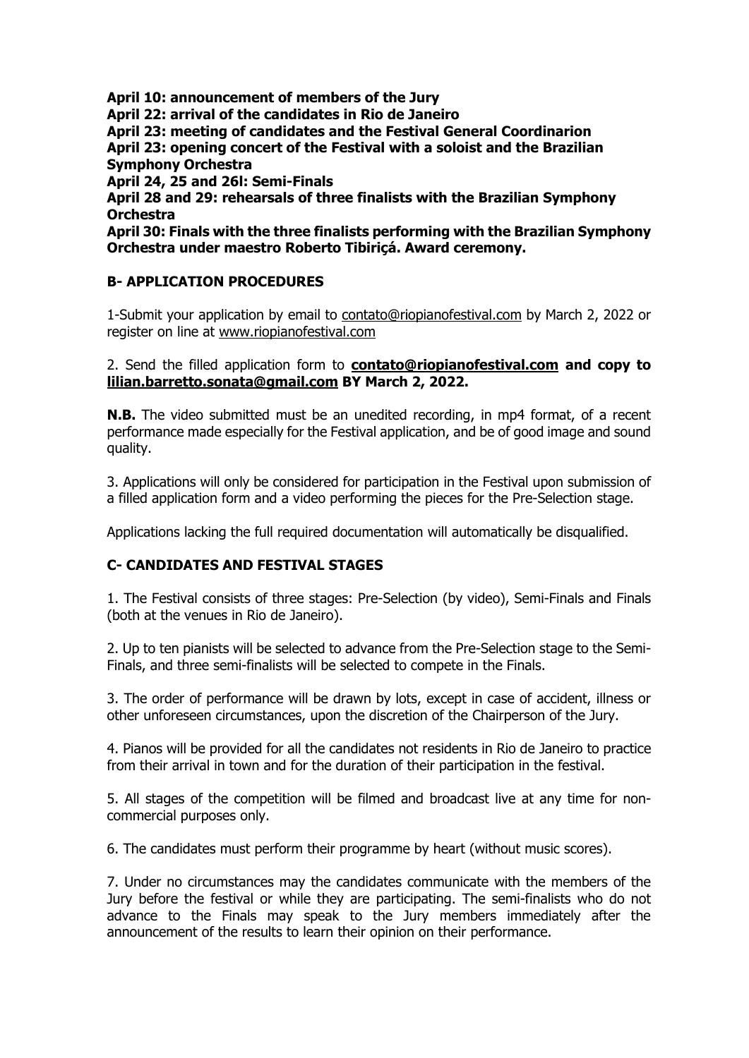**April 10: announcement of members of the Jury**
**April 22: arrival of the candidates in Rio de Janeiro**
**April 23: meeting of candidates and the Festival General Coordinarion**
**April 23: opening concert of the Festival with a soloist and the Brazilian Symphony Orchestra**
**April 24, 25 and 26l: Semi-Finals**
**April 28 and 29: rehearsals of three finalists with the Brazilian Symphony Orchestra**
**April 30: Finals with the three finalists performing with the Brazilian Symphony Orchestra under maestro Roberto Tibiriçá. Award ceremony.**

### B- APPLICATION PROCEDURES

1-Submit your application by email to contato@riopianofestival.com by March 2, 2022 or register on line at www.riopianofestival.com

2. Send the filled application form to **contato@riopianofestival.com and copy to lilian.barretto.sonata@gmail.com BY March 2, 2022.**

**N.B.** The video submitted must be an unedited recording, in mp4 format, of a recent performance made especially for the Festival application, and be of good image and sound quality.

3. Applications will only be considered for participation in the Festival upon submission of a filled application form and a video performing the pieces for the Pre-Selection stage.

Applications lacking the full required documentation will automatically be disqualified.

### C- CANDIDATES AND FESTIVAL STAGES

1. The Festival consists of three stages: Pre-Selection (by video), Semi-Finals and Finals (both at the venues in Rio de Janeiro).

2. Up to ten pianists will be selected to advance from the Pre-Selection stage to the Semi-Finals, and three semi-finalists will be selected to compete in the Finals.

3. The order of performance will be drawn by lots, except in case of accident, illness or other unforeseen circumstances, upon the discretion of the Chairperson of the Jury.

4. Pianos will be provided for all the candidates not residents in Rio de Janeiro to practice from their arrival in town and for the duration of their participation in the festival.

5. All stages of the competition will be filmed and broadcast live at any time for non-commercial purposes only.

6. The candidates must perform their programme by heart (without music scores).

7. Under no circumstances may the candidates communicate with the members of the Jury before the festival or while they are participating. The semi-finalists who do not advance to the Finals may speak to the Jury members immediately after the announcement of the results to learn their opinion on their performance.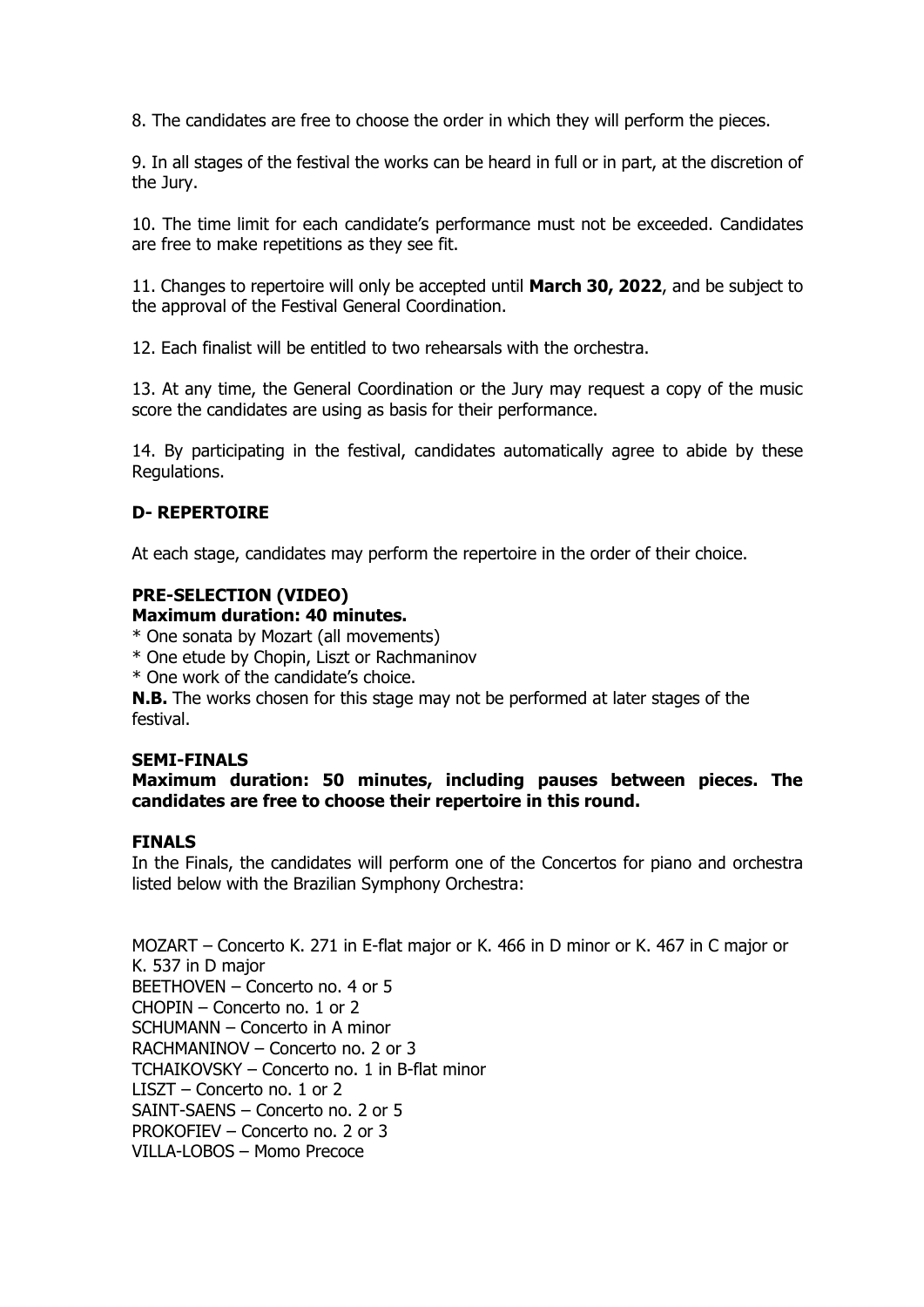8. The candidates are free to choose the order in which they will perform the pieces.

9. In all stages of the festival the works can be heard in full or in part, at the discretion of the Jury.

10. The time limit for each candidate's performance must not be exceeded. Candidates are free to make repetitions as they see fit.

11. Changes to repertoire will only be accepted until **March 30, 2022**, and be subject to the approval of the Festival General Coordination.

12. Each finalist will be entitled to two rehearsals with the orchestra.

13. At any time, the General Coordination or the Jury may request a copy of the music score the candidates are using as basis for their performance.

14. By participating in the festival, candidates automatically agree to abide by these Regulations.

## D- REPERTOIRE

At each stage, candidates may perform the repertoire in the order of their choice.

### PRE-SELECTION (VIDEO)

**Maximum duration: 40 minutes.**

* One sonata by Mozart (all movements)
* One etude by Chopin, Liszt or Rachmaninov
* One work of the candidate's choice.

**N.B.** The works chosen for this stage may not be performed at later stages of the festival.

### SEMI-FINALS

**Maximum duration: 50 minutes, including pauses between pieces. The candidates are free to choose their repertoire in this round.**

### FINALS

In the Finals, the candidates will perform one of the Concertos for piano and orchestra listed below with the Brazilian Symphony Orchestra:

MOZART – Concerto K. 271 in E-flat major or K. 466 in D minor or K. 467 in C major or K. 537 in D major
BEETHOVEN – Concerto no. 4 or 5
CHOPIN – Concerto no. 1 or 2
SCHUMANN – Concerto in A minor
RACHMANINOV – Concerto no. 2 or 3
TCHAIKOVSKY – Concerto no. 1 in B-flat minor
LISZT – Concerto no. 1 or 2
SAINT-SAENS – Concerto no. 2 or 5
PROKOFIEV – Concerto no. 2 or 3
VILLA-LOBOS – Momo Precoce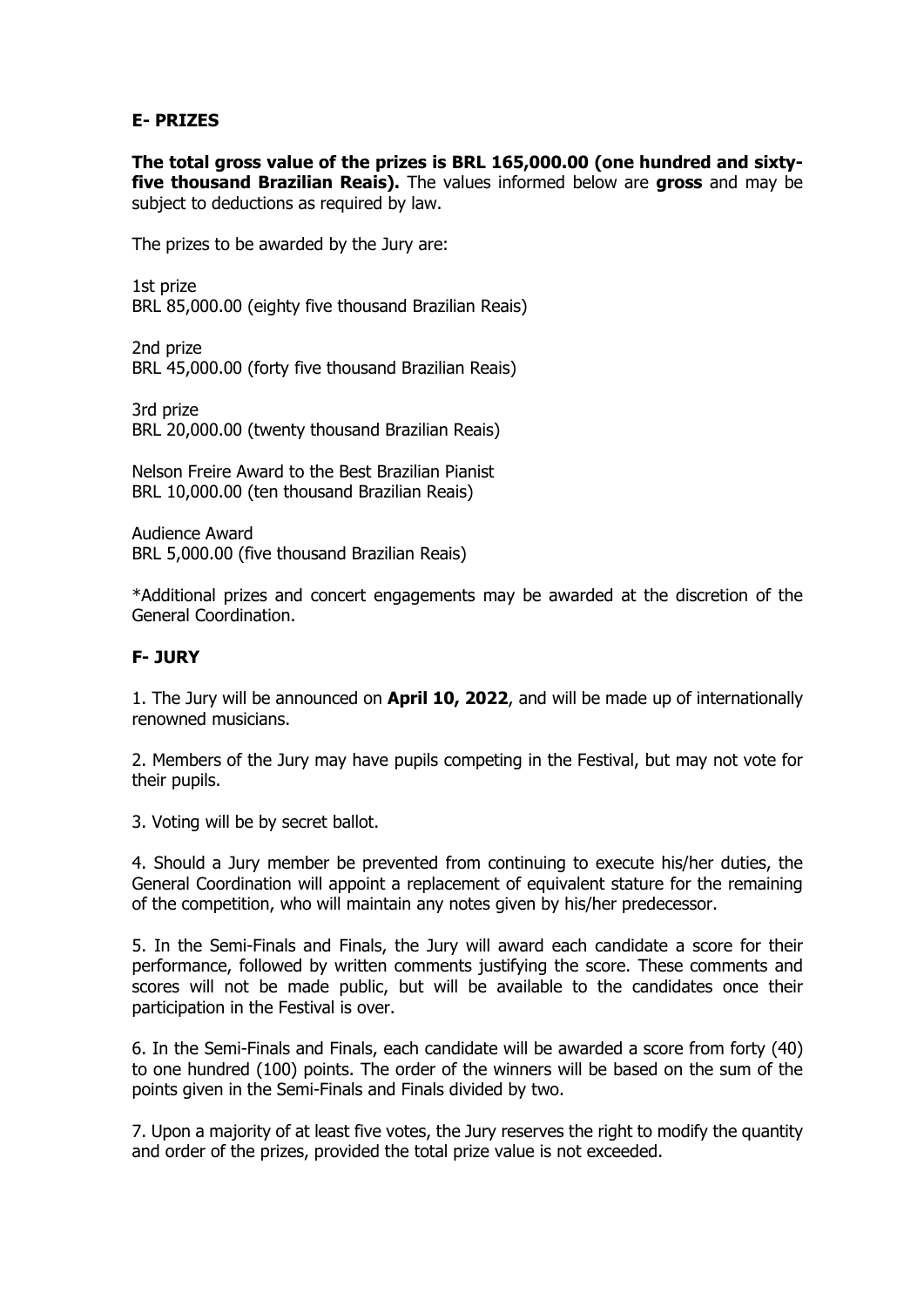## E- PRIZES

**The total gross value of the prizes is BRL 165,000.00 (one hundred and sixty-five thousand Brazilian Reais).** The values informed below are **gross** and may be subject to deductions as required by law.

The prizes to be awarded by the Jury are:

1st prize
BRL 85,000.00 (eighty five thousand Brazilian Reais)

2nd prize
BRL 45,000.00 (forty five thousand Brazilian Reais)

3rd prize
BRL 20,000.00 (twenty thousand Brazilian Reais)

Nelson Freire Award to the Best Brazilian Pianist
BRL 10,000.00 (ten thousand Brazilian Reais)

Audience Award
BRL 5,000.00 (five thousand Brazilian Reais)

*Additional prizes and concert engagements may be awarded at the discretion of the General Coordination.

## F- JURY

1. The Jury will be announced on **April 10, 2022**, and will be made up of internationally renowned musicians.

2. Members of the Jury may have pupils competing in the Festival, but may not vote for their pupils.

3. Voting will be by secret ballot.

4. Should a Jury member be prevented from continuing to execute his/her duties, the General Coordination will appoint a replacement of equivalent stature for the remaining of the competition, who will maintain any notes given by his/her predecessor.

5. In the Semi-Finals and Finals, the Jury will award each candidate a score for their performance, followed by written comments justifying the score. These comments and scores will not be made public, but will be available to the candidates once their participation in the Festival is over.

6. In the Semi-Finals and Finals, each candidate will be awarded a score from forty (40) to one hundred (100) points. The order of the winners will be based on the sum of the points given in the Semi-Finals and Finals divided by two.

7. Upon a majority of at least five votes, the Jury reserves the right to modify the quantity and order of the prizes, provided the total prize value is not exceeded.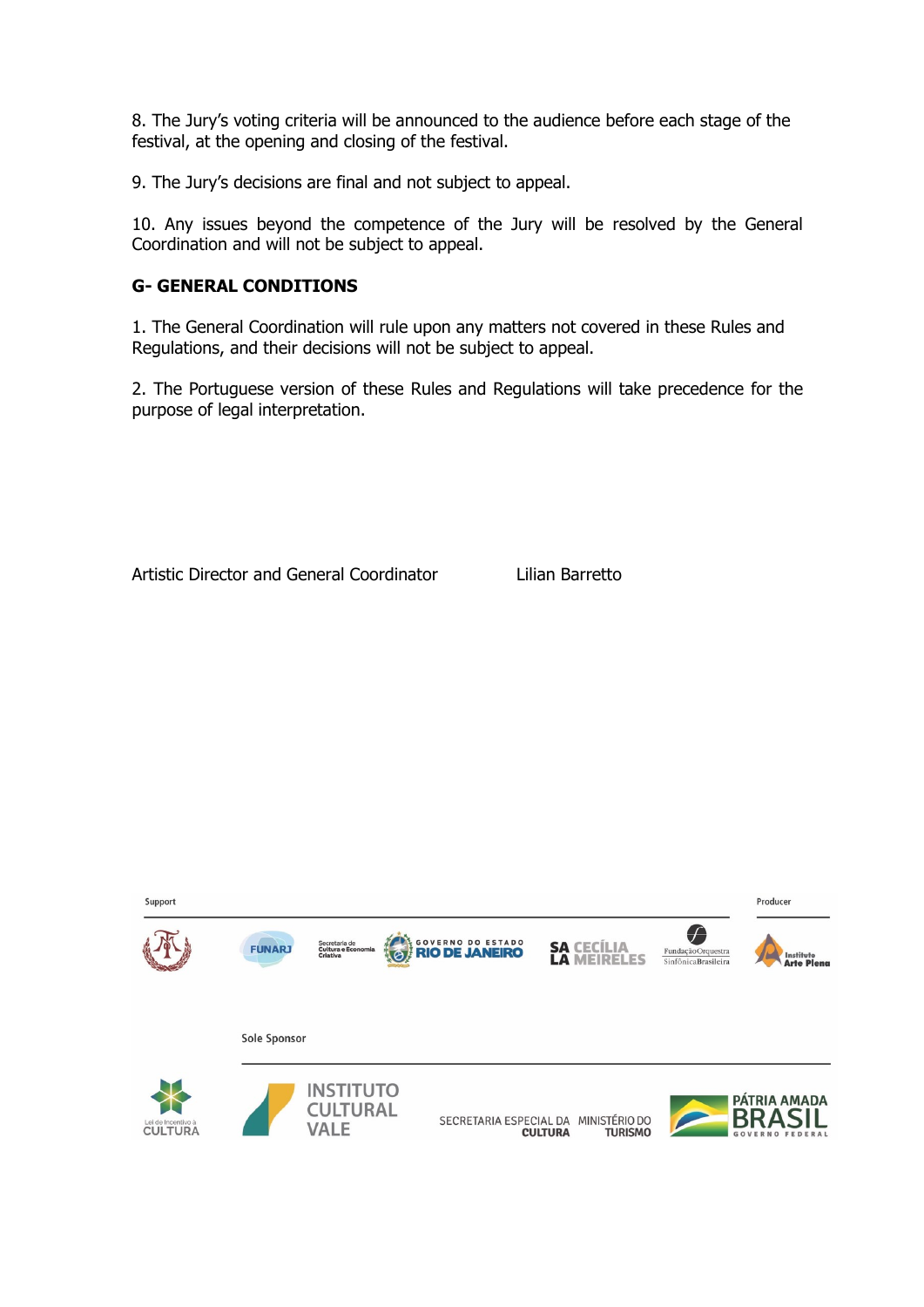8. The Jury's voting criteria will be announced to the audience before each stage of the festival, at the opening and closing of the festival.

9. The Jury's decisions are final and not subject to appeal.

10. Any issues beyond the competence of the Jury will be resolved by the General Coordination and will not be subject to appeal.

**G- GENERAL CONDITIONS**

1. The General Coordination will rule upon any matters not covered in these Rules and Regulations, and their decisions will not be subject to appeal.

2. The Portuguese version of these Rules and Regulations will take precedence for the purpose of legal interpretation.

Artistic Director and General Coordinator Lilian Barretto

Support

FUNARJ

Secretaria de Cultura e Economia Criativa

GOVERNO DO ESTADO RIO DE JANEIRO

SALA CECÍLIA MEIRELES

Fundação Orquestra Sinfônica Brasileira

Producer

Instituto Arte Plena

Sole Sponsor

Lei de Incentivo à CULTURA

INSTITUTO CULTURAL VALE

SECRETARIA ESPECIAL DA CULTURA

MINISTÉRIO DO TURISMO

PÁTRIA AMADA BRASIL GOVERNO FEDERAL